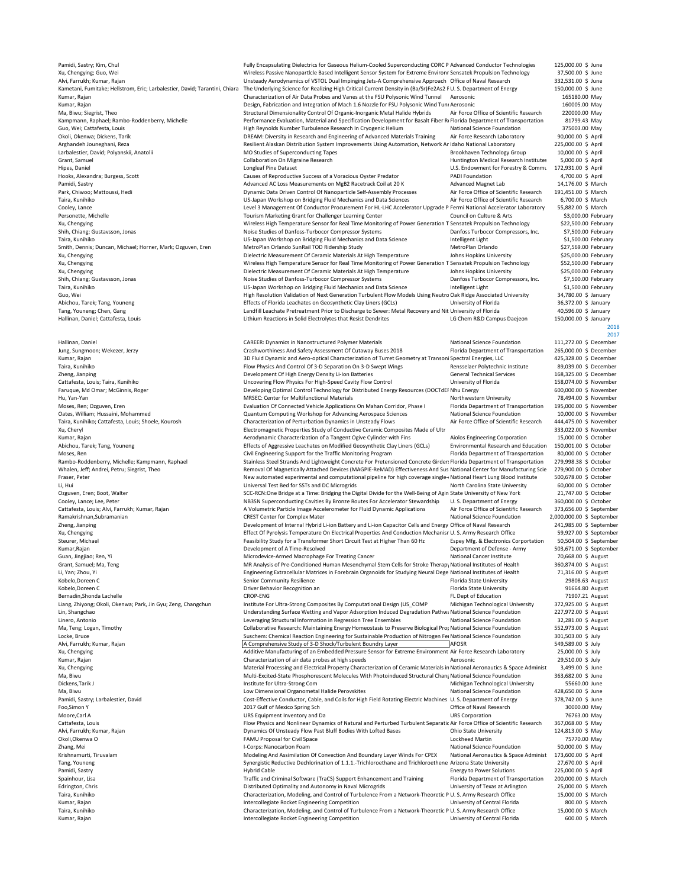| | | | | |
|---|---|---|---|---|
| Pamidi, Sastry; Kim, Chul | Fully Encapsulating Dielectrics for Gaseous Helium-Cooled Superconducting CORC P | Advanced Conductor Technologies | 125,000.00 $ | June |
| Xu, Chengying; Guo, Wei | Wireless Passive Nanoparticle Based Intelligent Sensor System for Extreme Environr | Sensatek Propulsion Technology | 37,500.00 $ | June |
| Alvi, Farrukh; Kumar, Rajan | Unsteady Aerodynamics of VSTOL Dual Impinging Jets-A Comprehensive Approach | Office of Naval Research | 332,531.00 $ | June |
| Kametani, Fumitake; Hellstrom, Eric; Larbalestier, David; Tarantini, Chiara | The Underlying Science for Realizing High Critical Current Density in (Ba/Sr)Fe2As2 F | U. S. Department of Energy | 150,000.00 $ | June |
| Kumar, Rajan | Characterization of Air Data Probes and Vanes at the FSU Polysonic Wind Tunnel | Aerosonic | 165180.00 | May |
| Kumar, Rajan | Design, Fabrication and Integration of Mach 1.6 Nozzle for FSU Polysonic Wind Tunı | Aerosonic | 160005.00 | May |
| Ma, Biwu; Siegrist, Theo | Structural Dimensionality Control Of Organic-Inorganic Metal Halide Hybrids | Air Force Office of Scientific Research | 220000.00 | May |
| Kampmann, Raphael; Rambo-Roddenberry, Michelle | Performance Evaluation, Material and Specification Development for Basalt Fiber R | Florida Department of Transportation | 81799.43 | May |
| Guo, Wei; Cattafesta, Louis | High Reynolds Number Turbulence Research In Cryogenic Helium | National Science Foundation | 375003.00 | May |
| Okoli, Okenwa; Dickens, Tarik | DREAM: Diversity in Research and Engineering of Advanced Materials Training | Air Force Research Laboratory | 90,000.00 $ | April |
| Arghandeh Jouneghani, Reza | Resilient Alaskan Distribution System Improvements Using Automation, Network Ar | Idaho National Laboratory | 225,000.00 $ | April |
| Larbalestier, David; Polyanskii, Anatolii | MO Studies of Superconducting Tapes | Brookhaven Technology Group | 10,000.00 $ | April |
| Grant, Samuel | Collaboration On Migraine Research | Huntington Medical Research Institutes | 5,000.00 $ | April |
| Hipes, Daniel | Longleaf Pine Dataset | U.S. Endowment for Forestry & Commu | 172,931.00 $ | April |
| Hooks, Alexandra; Burgess, Scott | Causes of Reproductive Success of a Voracious Oyster Predator | PADI Foundation | 4,700.00 $ | April |
| Pamidi, Sastry | Advanced AC Loss Measurements on MgB2 Racetrack Coil at 20 K | Advanced Magnet Lab | 14,176.00 $ | March |
| Park, Chiwoo; Mattoussi, Hedi | Dynamic Data Driven Control Of Nanoparticle Self-Assembly Processes | Air Force Office of Scientific Research | 191,451.00 $ | March |
| Taira, Kunihiko | US-Japan Workshop on Bridging Fluid Mechanics and Data Sciences | Air Force Office of Scientific Research | 6,700.00 $ | March |
| Cooley, Lance | Level 3 Management Of Conductor Procurement For HL-LHC Accelerator Upgrade P | Fermi National Accelerator Laboratory | 55,882.00 $ | March |
| Personette, Michelle | Tourism Marketing Grant for Challenger Learning Center | Council on Culture & Arts | $3,000.00 | February |
| Xu, Chengying | Wireless High Temperature Sensor for Real Time Monitoring of Power Generation T | Sensatek Propulsion Technology | $22,500.00 | February |
| Shih, Chiang; Gustavsson, Jonas | Noise Studies of Danfoss-Turbocor Compressor Systems | Danfoss Turbocor Compressors, Inc. | $7,500.00 | February |
| Taira, Kunihiko | US-Japan Workshop on Bridging Fluid Mechanics and Data Science | Intelligent Light | $1,500.00 | February |
| Smith, Dennis; Duncan, Michael; Horner, Mark; Ozguven, Eren | MetroPlan Orlando SunRail TOD Ridership Study | MetroPlan Orlando | $27,569.00 | February |
| Xu, Chengying | Dielectric Measurement Of Ceramic Materials At High Temperature | Johns Hopkins University | $25,000.00 | February |
| Xu, Chengying | Wireless High Temperature Sensor for Real Time Monitoring of Power Generation T | Sensatek Propulsion Technology | $52,500.00 | February |
| Xu, Chengying | Dielectric Measurement Of Ceramic Materials At High Temperature | Johns Hopkins University | $25,000.00 | February |
| Shih, Chiang; Gustavsson, Jonas | Noise Studies of Danfoss-Turbocor Compressor Systems | Danfoss Turbocor Compressors, Inc. | $7,500.00 | February |
| Taira, Kunihiko | US-Japan Workshop on Bridging Fluid Mechanics and Data Science | Intelligent Light | $1,500.00 | February |
| Guo, Wei | High Resolution Validation of Next Generation Turbulent Flow Models Using Neutro | Oak Ridge Associated University | 34,780.00 $ | January |
| Abichou, Tarek; Tang, Youneng | Effects of Florida Leachates on Geosynthetic Clay Liners (GCLs) | University of Florida | 36,372.00 $ | January |
| Tang, Youneng; Chen, Gang | Landfill Leachate Pretreatment Prior to Discharge to Sewer: Metal Recovery and Nit | University of Florida | 40,596.00 $ | January |
| Hallinan, Daniel; Cattafesta, Louis | Lithium Reactions in Solid Electrolytes that Resist Dendrites | LG Chem R&D Campus Daejeon | 150,000.00 $ | January |

2018

2017

| | | | | |
|---|---|---|---|---|
| Hallinan, Daniel | CAREER: Dynamics in Nanostructured Polymer Materials | National Science Foundation | 111,272.00 $ | December |
| Jung, Sungmoon; Wekezer, Jerzy | Crashworthiness And Safety Assessment Of Cutaway Buses 2018 | Florida Department of Transportation | 265,000.00 $ | December |
| Kumar, Rajan | 3D Fluid Dynamic and Aero-optical Characterization of Turret Geometry at Transoni | Spectral Energies, LLC | 425,328.00 $ | December |
| Taira, Kunihiko | Flow Physics And Control Of 3-D Separation On 3-D Swept Wings | Rensselaer Polytechnic Institute | 89,039.00 $ | December |
| Zheng, Jianping | Development Of High Energy Density Li-Ion Batteries | General Technical Services | 168,325.00 $ | December |
| Cattafesta, Louis; Taira, Kunihiko | Uncovering Flow Physics For High-Speed Cavity Flow Control | University of Florida | 158,074.00 $ | November |
| Faruque, Md Omar; McGinnis, Roger | Developing Optimal Control Technology for Distributed Energy Resources (DOCTdEF | Nhu Energy | 600,000.00 $ | November |
| Hu, Yan-Yan | MRSEC: Center for Multifunctional Materials | Northwestern University | 78,494.00 $ | November |
| Moses, Ren; Ozguven, Eren | Evaluation Of Connected Vehicle Applications On Mahan Corridor, Phase I | Florida Department of Transportation | 195,000.00 $ | November |
| Oates, William; Hussaini, Mohammed | Quantum Computing Workshop for Advancing Aerospace Sciences | National Science Foundation | 10,000.00 $ | November |
| Taira, Kunihiko; Cattafesta, Louis; Shoele, Kourosh | Characterization of Perturbation Dynamics in Unsteady Flows | Air Force Office of Scientific Research | 444,475.00 $ | November |
| Xu, Cheryl | Electromagnetic Properties Study of Conductive Ceramic Composites Made of Ultr | | 333,022.00 $ | November |
| Kumar, Rajan | Aerodynamic Characterization of a Tangent Ogive Cylinder with Fins | Aiolos Engineering Corporation | 15,000.00 $ | October |
| Abichou, Tarek; Tang, Youneng | Effects of Aggressive Leachates on Modified Geosynthetic Clay Liners (GCLs) | Environmental Research and Education | 150,001.00 $ | October |
| Moses, Ren | Civil Engineering Support for the Traffic Monitoring Program | Florida Department of Transportation | 80,000.00 $ | October |
| Rambo-Roddenberry, Michelle; Kampmann, Raphael | Stainless Steel Strands And Lightweight Concrete For Pretensioned Concrete Girders | Florida Department of Transportation | 279,998.38 $ | October |
| Whalen, Jeff; Andrei, Petru; Siegrist, Theo | Removal Of Magnetically Attached Devices (MAGPIE-ReMAD) Effectiveness And Sus | National Center for Manufacturing Scie | 279,900.00 $ | October |
| Fraser, Peter | New automated experimental and computational pipeline for high coverage single- | National Heart Lung Blood Institute | 500,678.00 $ | October |
| Li, Hui | Universal Test Bed for SSTs and DC Microgrids | North Carolina State University | 60,000.00 $ | October |
| Ozguven, Eren; Boot, Walter | SCC-RCN:One Bridge at a Time: Bridging the Digital Divide for the Well-Being of Agin | State University of New York | 21,747.00 $ | October |
| Cooley, Lance; Lee, Peter | NB3SN Superconducting Cavities By Bronze Routes For Accelerator Stewardship | U. S. Department of Energy | 360,000.00 $ | October |
| Cattafesta, Louis; Alvi, Farrukh; Kumar, Rajan | A Volumetric Particle Image Accelerometer for Fluid Dynamic Applications | Air Force Office of Scientific Research | 373,656.00 $ | September |
| Ramakrishnan,Subramanian | CREST Center for Complex Mater | National Science Foundation | 2,000,000.00 $ | September |
| Zheng, Jianping | Development of Internal Hybrid Li-ion Battery and Li-ion Capacitor Cells and Energy | Office of Naval Research | 241,985.00 $ | September |
| Xu, Chengying | Effect Of Pyrolysis Temperature On Electrical Properties And Conduction Mechanisr | U. S. Army Research Office | 59,927.00 $ | September |
| Steurer, Michael | Feasibility Study for a Transformer Short Circuit Test at Higher Than 60 Hz | Espey Mfg. & Electronics Corportation | 50,504.00 $ | September |
| Kumar,Rajan | Development of A Time-Resolved | Department of Defense - Army | 503,671.00 $ | September |
| Guan, Jingjiao; Ren, Yi | Microdevice-Armed Macrophage For Treating Cancer | National Cancer Institute | 70,668.00 $ | August |
| Grant, Samuel; Ma, Teng | MR Analysis of Pre-Conditioned Human Mesenchymal Stem Cells for Stroke Therap | National Institutes of Health | 360,874.00 $ | August |
| Li, Yan; Zhou, Yi | Engineering Extracellular Matrices in Forebrain Organoids for Studying Neural Dege | National Institutes of Health | 71,316.00 $ | August |
| Kobelo,Doreen C | Senior Community Resilience | Florida State University | 29808.63 | August |
| Kobelo,Doreen C | Driver Behavior Recognition an | Florida State University | 91664.80 | August |
| Bernadin,Shonda Lachelle | CROP-ENG | FL Dept of Education | 71907.21 | August |
| Liang, Zhiyong; Okoli, Okenwa; Park, Jin Gyu; Zeng, Changchun | Institute For Ultra-Strong Composites By Computational Design (US_COMP | Michigan Technological University | 372,925.00 $ | August |
| Lin, Shangchao | Understanding Surface Wetting and Vapor Adsorption Induced Degradation Pathw | National Science Foundation | 227,972.00 $ | August |
| Linero, Antonio | Leveraging Structural Information in Regression Tree Ensembles | National Science Foundation | 32,281.00 $ | August |
| Ma, Teng; Logan, Timothy | Collaborative Research: Maintaining Energy Homeostasis to Preserve Biological Prop | National Science Foundation | 552,973.00 $ | August |
| Locke, Bruce | Suschem: Chemical Reaction Engineering for Sustainable Production of Nitrogen Fe | National Science Foundation | 301,503.00 $ | July |
| Alvi, Farrukh; Kumar, Rajan | A Comprehensive Study of 3-D Shock/Turbulent Boundry Layer | AFOSR | 549,589.00 $ | July |
| Xu, Chengying | Additive Manufacturing of an Embedded Pressure Sensor for Extreme Environment | Air Force Research Laboratory | 25,000.00 $ | July |
| Kumar, Rajan | Characterization of air data probes at high speeds | Aerosonic | 29,510.00 $ | July |
| Xu, Chengying | Material Processing and Electrical Property Characterization of Ceramic Materials in | National Aeronautics & Space Administ | 3,499.00 $ | June |
| Ma, Biwu | Multi-Excited-State Phosphorescent Molecules With Photoinduced Structural Chang | National Science Foundation | 363,682.00 $ | June |
| Dickens,Tarik J | Institute for Ultra-Strong Com | Michigan Technological University | 55660.00 | June |
| Ma, Biwu | Low Dimensional Organometal Halide Perovskites | National Science Foundation | 428,650.00 $ | June |
| Pamidi, Sastry; Larbalestier, David | Cost-Effective Conductor, Cable, and Coils for High Field Rotating Electric Machines | U. S. Department of Energy | 378,742.00 $ | June |
| Foo,Simon Y | 2017 Gulf of Mexico Spring Sch | Office of Naval Research | 30000.00 | May |
| Moore,Carl A | URS Equipment Inventory and Da | URS Corporation | 76763.00 | May |
| Cattafesta, Louis | Flow Physics and Nonlinear Dynamics of Natural and Perturbed Turbulent Separatic | Air Force Office of Scientific Research | 367,068.00 $ | May |
| Alvi, Farrukh; Kumar, Rajan | Dynamics Of Unsteady Flow Past Bluff Bodies With Lofted Bases | Ohio State University | 124,813.00 $ | May |
| Okoli,Okenwa O | FAMU Proposal for Civil Space | Lockheed Martin | 75770.00 | May |
| Zhang, Mei | I-Corps: Nanocarbon Foam | National Science Foundation | 50,000.00 $ | May |
| Krishnamurti, Tiruvalam | Modeling And Assimilation Of Convection And Boundary Layer Winds For CPEX | National Aeronautics & Space Administ | 173,600.00 $ | April |
| Tang, Youneng | Synergistic Reductive Dechlorination of 1.1.1.-Trichloroethane and Trichloroethene | Arizona State University | 27,670.00 $ | April |
| Pamidi, Sastry | Hybrid Cable | Energy to Power Solutions | 225,000.00 $ | April |
| Spainhour, Lisa | Traffic and Criminal Software (TraCS) Support Enhancement and Training | Florida Department of Transportation | 200,000.00 $ | March |
| Edrington, Chris | Distributed Optimality and Autonomy in Naval Microgrids | University of Texas at Arlington | 25,000.00 $ | March |
| Taira, Kunihiko | Characterization, Modeling, and Control of Turbulence From a Network-Theoretic P | U. S. Army Research Office | 15,000.00 $ | March |
| Kumar, Rajan | Intercollegiate Rocket Engineering Competition | University of Central Florida | 800.00 $ | March |
| Taira, Kunihiko | Characterization, Modeling, and Control of Turbulence From a Network-Theoretic P | U. S. Army Research Office | 15,000.00 $ | March |
| Kumar, Rajan | Intercollegiate Rocket Engineering Competition | University of Central Florida | 600.00 $ | March |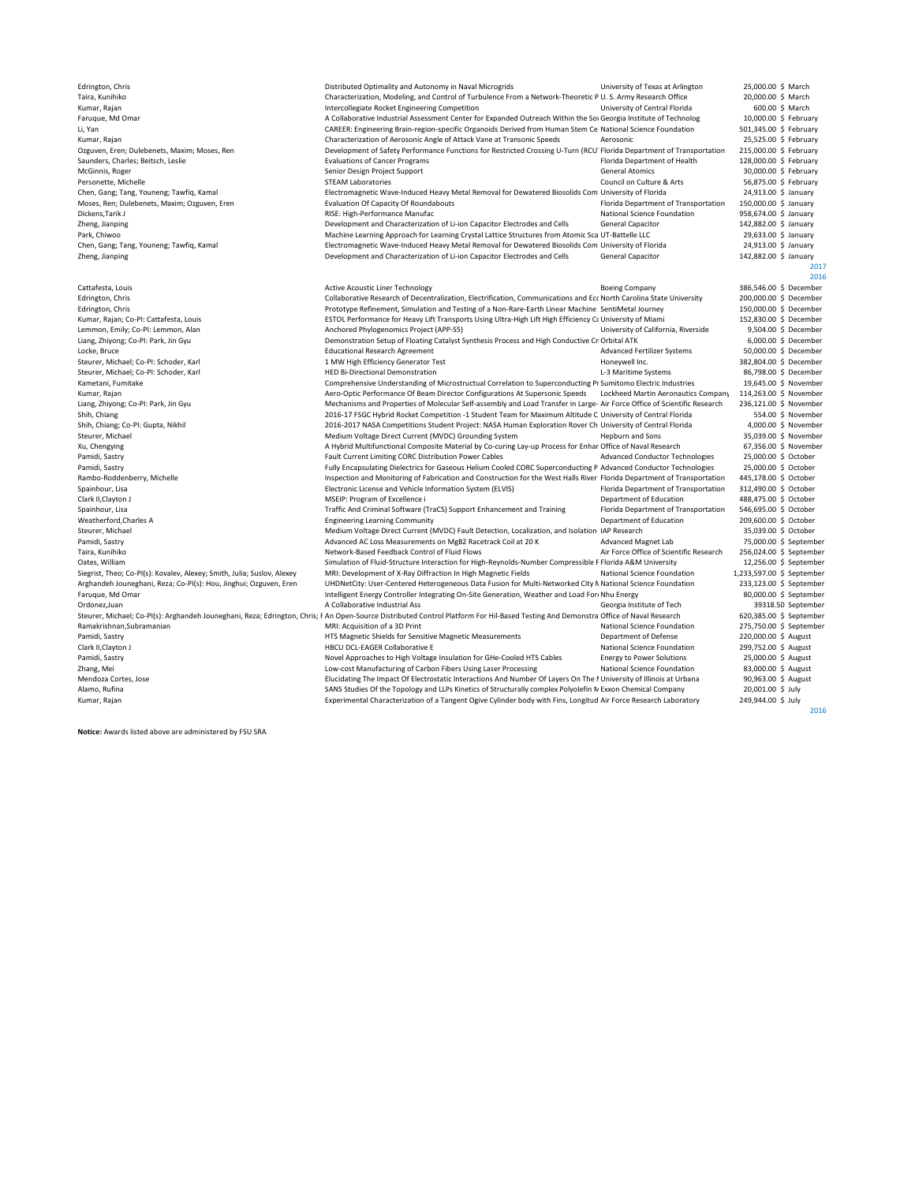| | | | | |
|---|---|---|---|---|
| Edrington, Chris | Distributed Optimality and Autonomy in Naval Microgrids | University of Texas at Arlington | 25,000.00 $ | March |
| Taira, Kunihiko | Characterization, Modeling, and Control of Turbulence From a Network-Theoretic P | U. S. Army Research Office | 20,000.00 $ | March |
| Kumar, Rajan | Intercollegiate Rocket Engineering Competition | University of Central Florida | 600.00 $ | March |
| Faruque, Md Omar | A Collaborative Industrial Assessment Center for Expanded Outreach Within the Sou | Georgia Institute of Technolog | 10,000.00 $ | February |
| Li, Yan | CAREER: Engineering Brain-region-specific Organoids Derived from Human Stem Ce | National Science Foundation | 501,345.00 $ | February |
| Kumar, Rajan | Characterization of Aerosonic Angle of Attack Vane at Transonic Speeds | Aerosonic | 25,525.00 $ | February |
| Ozguven, Eren; Dulebenets, Maxim; Moses, Ren | Development of Safety Performance Functions for Restricted Crossing U-Turn (RCU | Florida Department of Transportation | 215,000.00 $ | February |
| Saunders, Charles; Beitsch, Leslie | Evaluations of Cancer Programs | Florida Department of Health | 128,000.00 $ | February |
| McGinnis, Roger | Senior Design Project Support | General Atomics | 30,000.00 $ | February |
| Personette, Michelle | STEAM Laboratories | Council on Culture & Arts | 56,875.00 $ | February |
| Chen, Gang; Tang, Youneng; Tawfiq, Kamal | Electromagnetic Wave-Induced Heavy Metal Removal for Dewatered Biosolids Com | University of Florida | 24,913.00 $ | January |
| Moses, Ren; Dulebenets, Maxim; Ozguven, Eren | Evaluation Of Capacity Of Roundabouts | Florida Department of Transportation | 150,000.00 $ | January |
| Dickens,Tarik J | RISE: High-Performance Manufac | National Science Foundation | 958,674.00 $ | January |
| Zheng, Jianping | Development and Characterization of Li-ion Capacitor Electrodes and Cells | General Capacitor | 142,882.00 $ | January |
| Park, Chiwoo | Machine Learning Approach for Learning Crystal Lattice Structures from Atomic Sca | UT-Battelle LLC | 29,633.00 $ | January |
| Chen, Gang; Tang, Youneng; Tawfiq, Kamal | Electromagnetic Wave-Induced Heavy Metal Removal for Dewatered Biosolids Com | University of Florida | 24,913.00 $ | January |
| Zheng, Jianping | Development and Characterization of Li-ion Capacitor Electrodes and Cells | General Capacitor | 142,882.00 $ | January |
| | | | | 2017 |

| | | | | |
|---|---|---|---|---|
| | | | | 2016 |
| Cattafesta, Louis | Active Acoustic Liner Technology | Boeing Company | 386,546.00 $ | December |
| Edrington, Chris | Collaborative Research of Decentralization, Electrification, Communications and Eco | North Carolina State University | 200,000.00 $ | December |
| Edrington, Chris | Prototype Refinement, Simulation and Testing of a Non-Rare-Earth Linear Machine | SentiMetal Journey | 150,000.00 $ | December |
| Kumar, Rajan; Co-PI: Cattafesta, Louis | ESTOL Performance for Heavy Lift Transports Using Ultra-High Lift High Efficiency Co | University of Miami | 152,830.00 $ | December |
| Lemmon, Emily; Co-PI: Lemmon, Alan | Anchored Phylogenomics Project (APP-S5) | University of California, Riverside | 9,504.00 $ | December |
| Liang, Zhiyong; Co-PI: Park, Jin Gyu | Demonstration Setup of Floating Catalyst Synthesis Process and High Conductive Cr | Orbital ATK | 6,000.00 $ | December |
| Locke, Bruce | Educational Research Agreement | Advanced Fertilizer Systems | 50,000.00 $ | December |
| Steurer, Michael; Co-PI: Schoder, Karl | 1 MW High Efficiency Generator Test | Honeywell Inc. | 382,804.00 $ | December |
| Steurer, Michael; Co-PI: Schoder, Karl | HED Bi-Directional Demonstration | L-3 Maritime Systems | 86,798.00 $ | December |
| Kametani, Fumitake | Comprehensive Understanding of Microstructual Correlation to Superconducting Pr | Sumitomo Electric Industries | 19,645.00 $ | November |
| Kumar, Rajan | Aero-Optic Performance Of Beam Director Configurations At Supersonic Speeds | Lockheed Martin Aeronautics Company | 114,263.00 $ | November |
| Liang, Zhiyong; Co-PI: Park, Jin Gyu | Mechanisms and Properties of Molecular Self-assembly and Load Transfer in Large- | Air Force Office of Scientific Research | 236,121.00 $ | November |
| Shih, Chiang | 2016-17 FSGC Hybrid Rocket Competition -1 Student Team for Maximum Altitude C | University of Central Florida | 554.00 $ | November |
| Shih, Chiang; Co-PI: Gupta, Nikhil | 2016-2017 NASA Competitions Student Project: NASA Human Exploration Rover Ch | University of Central Florida | 4,000.00 $ | November |
| Steurer, Michael | Medium Voltage Direct Current (MVDC) Grounding System | Hepburn and Sons | 35,039.00 $ | November |
| Xu, Chengying | A Hybrid Multifunctional Composite Material by Co-curing Lay-up Process for Enhar | Office of Naval Research | 67,356.00 $ | November |
| Pamidi, Sastry | Fault Current Limiting CORC Distribution Power Cables | Advanced Conductor Technologies | 25,000.00 $ | October |
| Pamidi, Sastry | Fully Encapsulating Dielectrics for Gaseous Helium Cooled CORC Superconducting P | Advanced Conductor Technologies | 25,000.00 $ | October |
| Rambo-Roddenberry, Michelle | Inspection and Monitoring of Fabrication and Construction for the West Halls River | Florida Department of Transportation | 445,178.00 $ | October |
| Spainhour, Lisa | Electronic License and Vehicle Information System (ELVIS) | Florida Department of Transportation | 312,490.00 $ | October |
| Clark II,Clayton J | MSEIP: Program of Excellence i | Department of Education | 488,475.00 $ | October |
| Spainhour, Lisa | Traffic And Criminal Software (TraCS) Support Enhancement and Training | Florida Department of Transportation | 546,695.00 $ | October |
| Weatherford,Charles A | Engineering Learning Community | Department of Education | 209,600.00 $ | October |
| Steurer, Michael | Medium Voltage Direct Current (MVDC) Fault Detection, Localization, and Isolation | IAP Research | 35,039.00 $ | October |
| Pamidi, Sastry | Advanced AC Loss Measurements on MgB2 Racetrack Coil at 20 K | Advanced Magnet Lab | 75,000.00 $ | September |
| Taira, Kunihiko | Network-Based Feedback Control of Fluid Flows | Air Force Office of Scientific Research | 256,024.00 $ | September |
| Oates, William | Simulation of Fluid-Structure Interaction for High-Reynolds-Number Compressible F | Florida A&M University | 12,256.00 $ | September |
| Siegrist, Theo; Co-PI(s): Kovalev, Alexey; Smith, Julia; Suslov, Alexey | MRI: Development of X-Ray Diffraction In High Magnetic Fields | National Science Foundation | 1,233,597.00 $ | September |
| Arghandeh Jouneghani, Reza; Co-PI(s): Hou, Jinghui; Ozguven, Eren | UHDNetCity: User-Centered Heterogeneous Data Fusion for Multi-Networked City M | National Science Foundation | 233,123.00 $ | September |
| Faruque, Md Omar | Intelligent Energy Controller Integrating On-Site Generation, Weather and Load Fore | Nhu Energy | 80,000.00 $ | September |
| Ordonez,Juan | A Collaborative Industrial Ass | Georgia Institute of Tech | 39318.50 | September |
| Steurer, Michael; Co-PI(s): Arghandeh Jouneghani, Reza; Edrington, Chris; F | An Open-Source Distributed Control Platform For Hil-Based Testing And Demonstra | Office of Naval Research | 620,385.00 $ | September |
| Ramakrishnan,Subramanian | MRI: Acquisition of a 3D Print | National Science Foundation | 275,750.00 $ | September |
| Pamidi, Sastry | HTS Magnetic Shields for Sensitive Magnetic Measurements | Department of Defense | 220,000.00 $ | August |
| Clark II,Clayton J | HBCU DCL-EAGER Collaborative E | National Science Foundation | 299,752.00 $ | August |
| Pamidi, Sastry | Novel Approaches to High Voltage Insulation for GHe-Cooled HTS Cables | Energy to Power Solutions | 25,000.00 $ | August |
| Zhang, Mei | Low-cost Manufacturing of Carbon Fibers Using Laser Processing | National Science Foundation | 83,000.00 $ | August |
| Mendoza Cortes, Jose | Elucidating The Impact Of Electrostatic Interactions And Number Of Layers On The I | University of Illinois at Urbana | 90,963.00 $ | August |
| Alamo, Rufina | SANS Studies Of the Topology and LLPs Kinetics of Structurally complex Polyolefin M | Exxon Chemical Company | 20,001.00 $ | July |
| Kumar, Rajan | Experimental Characterization of a Tangent Ogive Cylinder body with Fins, Longitud | Air Force Research Laboratory | 249,944.00 $ | July |
| | | | | 2016 |

**Notice:** Awards listed above are administered by FSU SRA